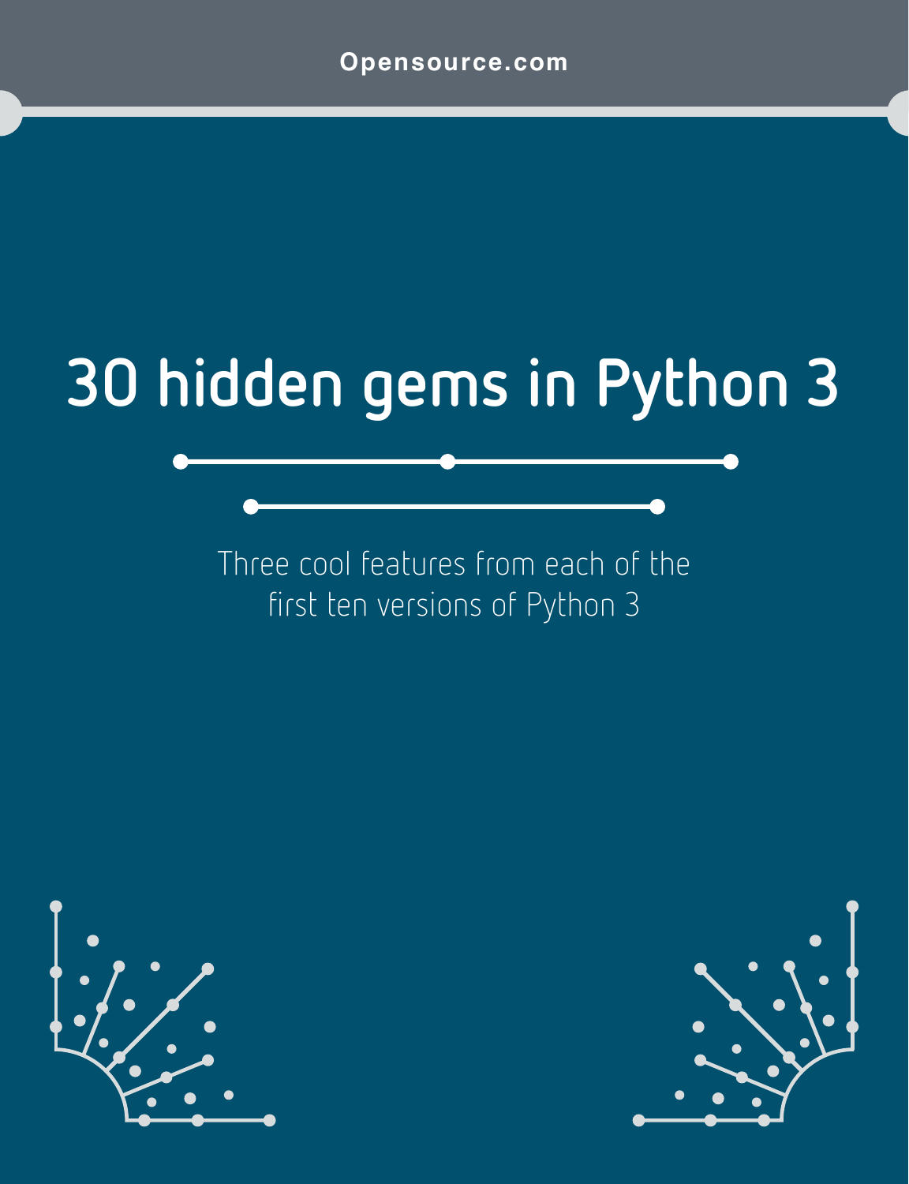Opensource.com

# 30 hidden gems in Python 3

Three cool features from each of the first ten versions of Python 3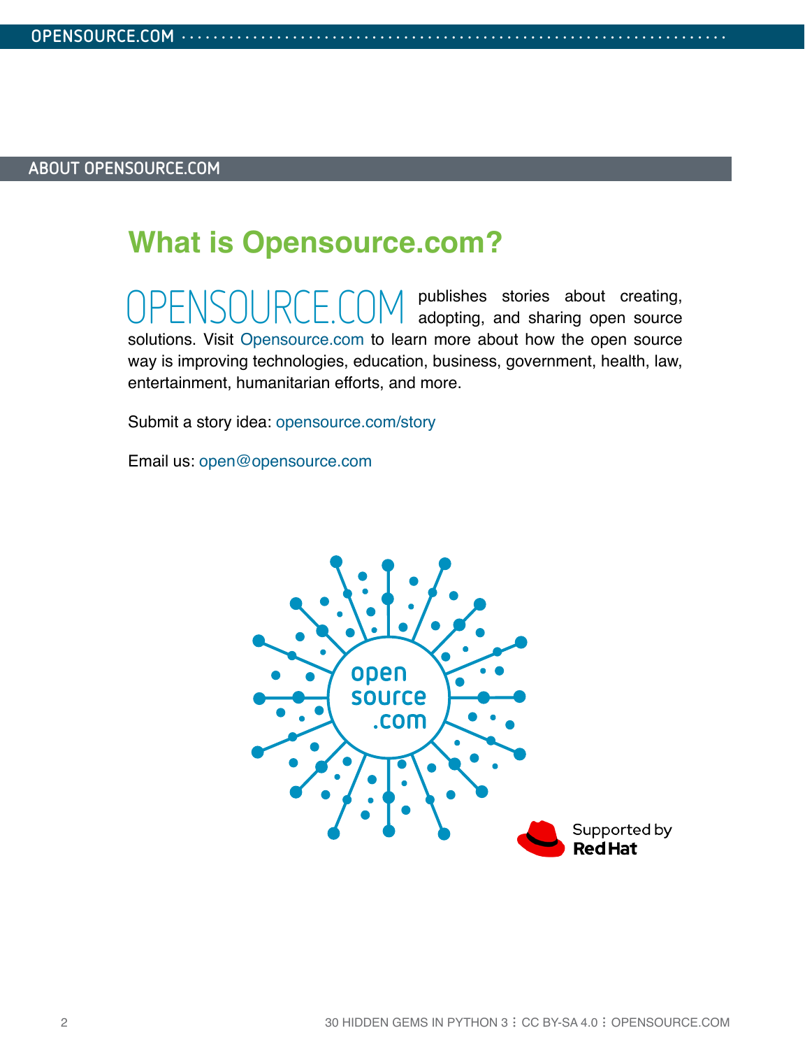ABOUT OPENSOURCE.COM

## What is Opensource.com?

OPENSOURCE.COM publishes stories about creating, adopting, and sharing open source solutions. Visit Opensource.com to learn more about how the open source way is improving technologies, education, business, government, health, law, entertainment, humanitarian efforts, and more.

Submit a story idea: opensource.com/story

Email us: open@opensource.com

Supported by Red Hat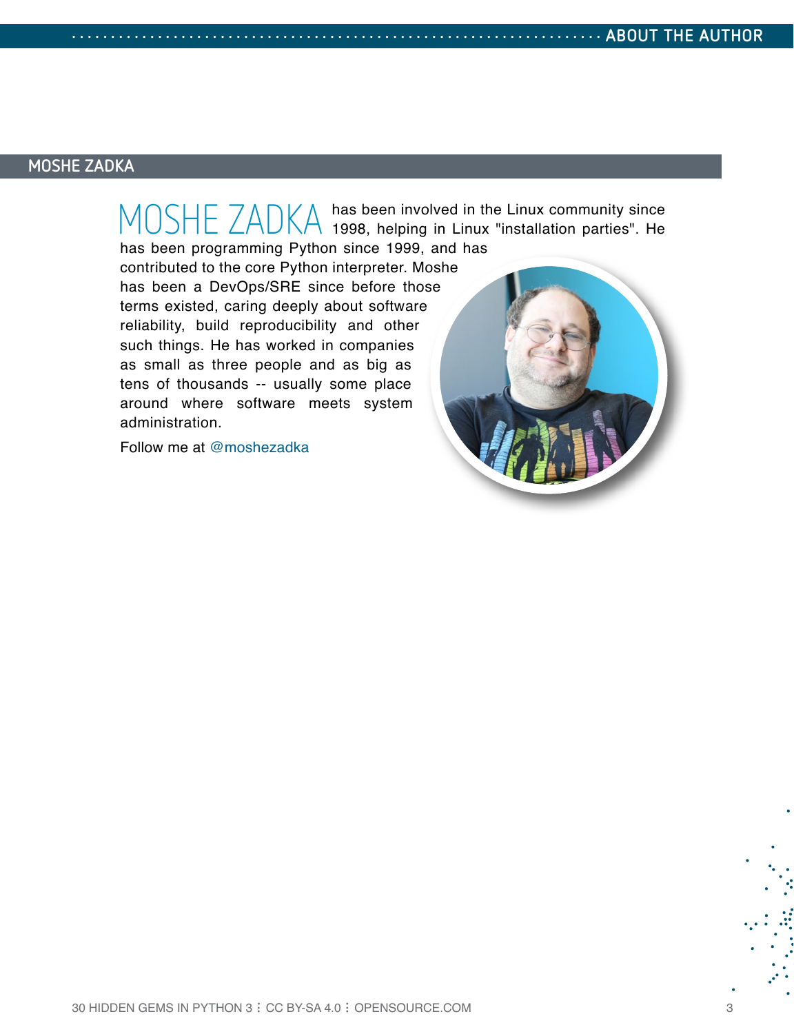## MOSHE ZADKA

MOSHE ZADKA has been involved in the Linux community since 1998, helping in Linux "installation parties". He has been programming Python since 1999, and has contributed to the core Python interpreter. Moshe has been a DevOps/SRE since before those terms existed, caring deeply about software reliability, build reproducibility and other such things. He has worked in companies as small as three people and as big as tens of thousands -- usually some place around where software meets system administration.

Follow me at @moshezadka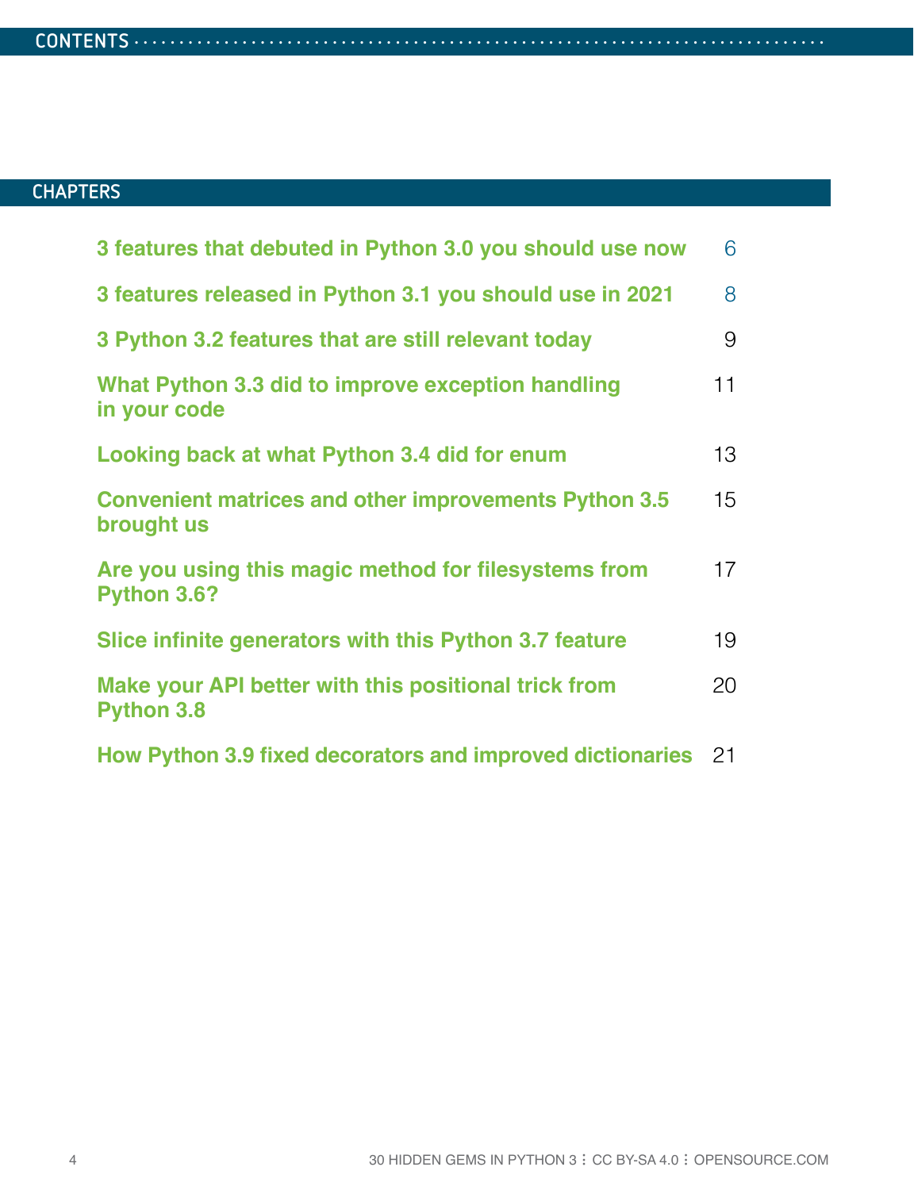# CONTENTS

## CHAPTERS

| | |
|---|---|
| **3 features that debuted in Python 3.0 you should use now** | 6 |
| **3 features released in Python 3.1 you should use in 2021** | 8 |
| **3 Python 3.2 features that are still relevant today** | 9 |
| **What Python 3.3 did to improve exception handling in your code** | 11 |
| **Looking back at what Python 3.4 did for enum** | 13 |
| **Convenient matrices and other improvements Python 3.5 brought us** | 15 |
| **Are you using this magic method for filesystems from Python 3.6?** | 17 |
| **Slice infinite generators with this Python 3.7 feature** | 19 |
| **Make your API better with this positional trick from Python 3.8** | 20 |
| **How Python 3.9 fixed decorators and improved dictionaries** | 21 |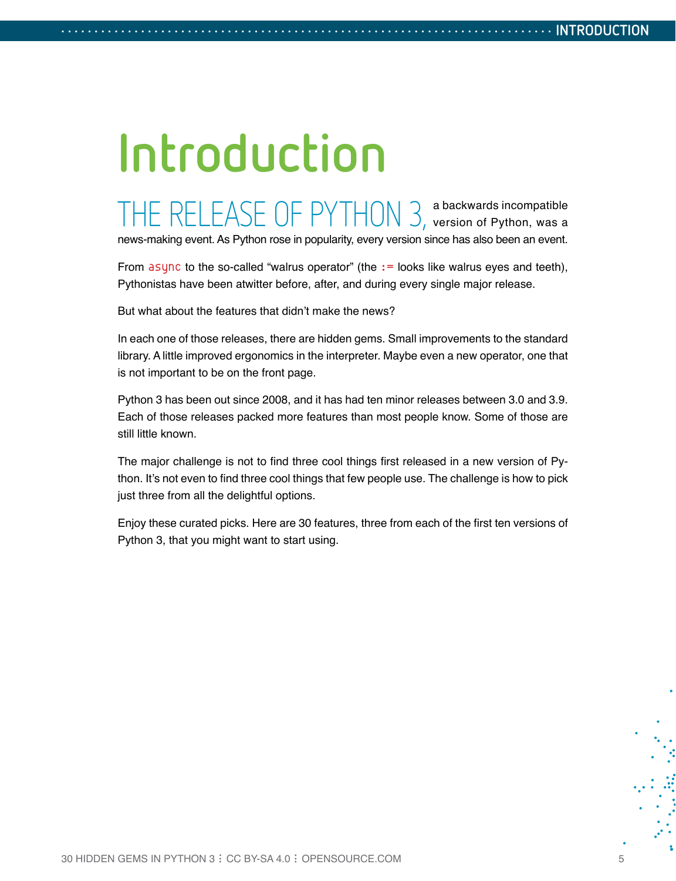# Introduction

THE RELEASE OF PYTHON 3, a backwards incompatible version of Python, was a news-making event. As Python rose in popularity, every version since has also been an event.

From `async` to the so-called "walrus operator" (the `:=` looks like walrus eyes and teeth), Pythonistas have been atwitter before, after, and during every single major release.

But what about the features that didn't make the news?

In each one of those releases, there are hidden gems. Small improvements to the standard library. A little improved ergonomics in the interpreter. Maybe even a new operator, one that is not important to be on the front page.

Python 3 has been out since 2008, and it has had ten minor releases between 3.0 and 3.9. Each of those releases packed more features than most people know. Some of those are still little known.

The major challenge is not to find three cool things first released in a new version of Python. It's not even to find three cool things that few people use. The challenge is how to pick just three from all the delightful options.

Enjoy these curated picks. Here are 30 features, three from each of the first ten versions of Python 3, that you might want to start using.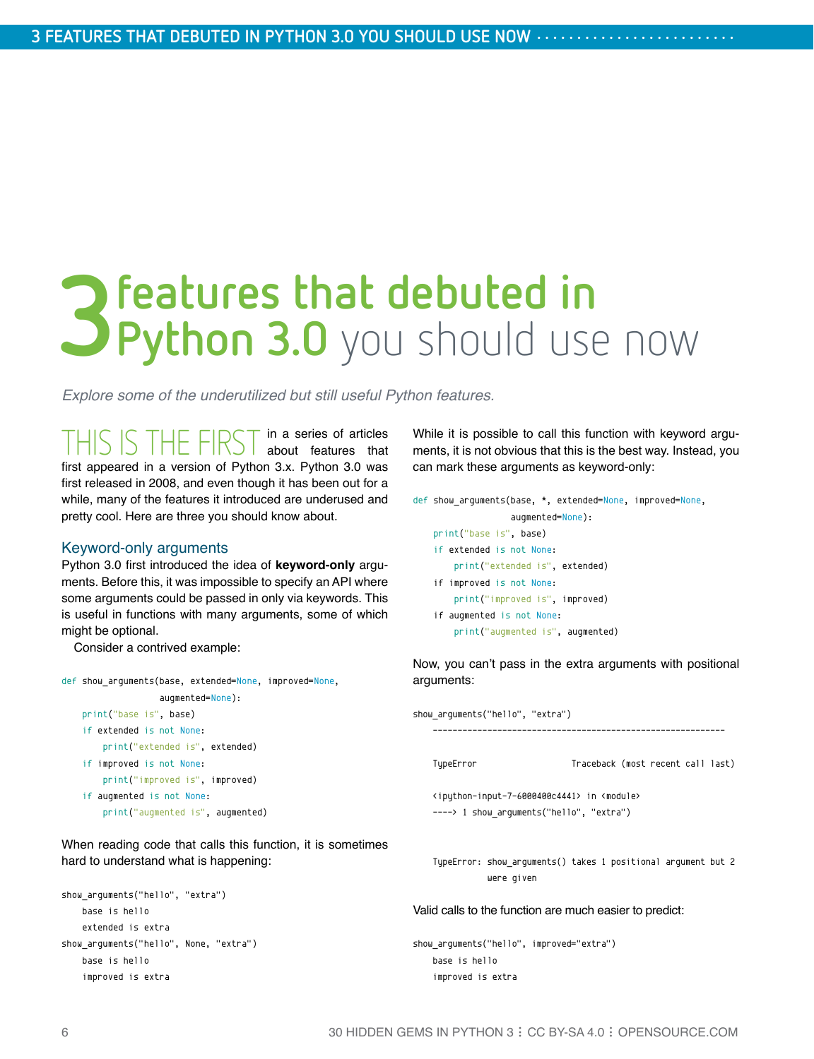# 3 features that debuted in Python 3.0 you should use now

*Explore some of the underutilized but still useful Python features.*

THIS IS THE FIRST in a series of articles about features that first appeared in a version of Python 3.x. Python 3.0 was first released in 2008, and even though it has been out for a while, many of the features it introduced are underused and pretty cool. Here are three you should know about.

## Keyword-only arguments

Python 3.0 first introduced the idea of **keyword-only** arguments. Before this, it was impossible to specify an API where some arguments could be passed in only via keywords. This is useful in functions with many arguments, some of which might be optional.

Consider a contrived example:

```
def show_arguments(base, extended=None, improved=None,
                   augmented=None):
    print("base is", base)
    if extended is not None:
        print("extended is", extended)
    if improved is not None:
        print("improved is", improved)
    if augmented is not None:
        print("augmented is", augmented)
```

When reading code that calls this function, it is sometimes hard to understand what is happening:

```
show_arguments("hello", "extra")
    base is hello
    extended is extra
show_arguments("hello", None, "extra")
    base is hello
    improved is extra
```

While it is possible to call this function with keyword arguments, it is not obvious that this is the best way. Instead, you can mark these arguments as keyword-only:

```
def show_arguments(base, *, extended=None, improved=None,
                   augmented=None):
    print("base is", base)
    if extended is not None:
        print("extended is", extended)
    if improved is not None:
        print("improved is", improved)
    if augmented is not None:
        print("augmented is", augmented)
```

Now, you can't pass in the extra arguments with positional arguments:

```
show_arguments("hello", "extra")
    ---------------------------------------------------------

    TypeError                    Traceback (most recent call last)

    <ipython-input-7-6000400c4441> in <module>
    ----> 1 show_arguments("hello", "extra")


    TypeError: show_arguments() takes 1 positional argument but 2
               were given
```

Valid calls to the function are much easier to predict:

```
show_arguments("hello", improved="extra")
    base is hello
    improved is extra
```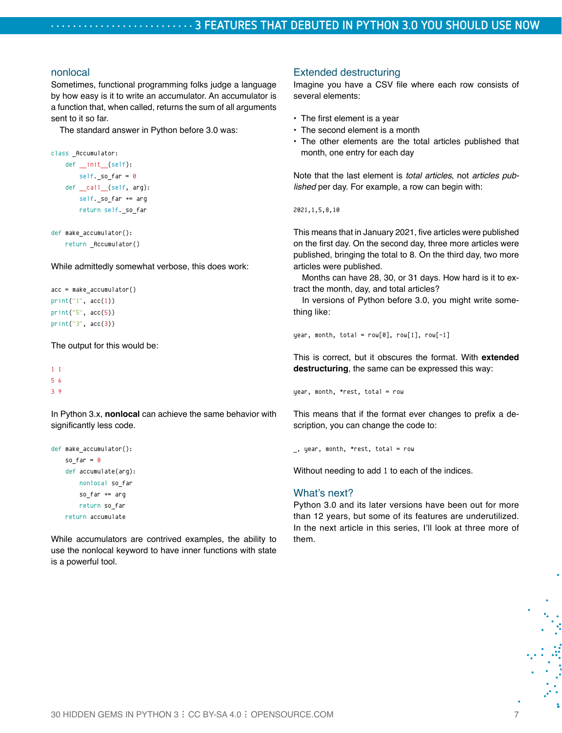## nonlocal

Sometimes, functional programming folks judge a language by how easy is it to write an accumulator. An accumulator is a function that, when called, returns the sum of all arguments sent to it so far.

The standard answer in Python before 3.0 was:

```
class _Accumulator:
    def __init__(self):
        self._so_far = 0
    def __call__(self, arg):
        self._so_far += arg
        return self._so_far

def make_accumulator():
    return _Accumulator()
```

While admittedly somewhat verbose, this does work:

```
acc = make_accumulator()
print("1", acc(1))
print("5", acc(5))
print("3", acc(3))
```

The output for this would be:

```
1 1
5 6
3 9
```

In Python 3.x, **nonlocal** can achieve the same behavior with significantly less code.

```
def make_accumulator():
    so_far = 0
    def accumulate(arg):
        nonlocal so_far
        so_far += arg
        return so_far
    return accumulate
```

While accumulators are contrived examples, the ability to use the nonlocal keyword to have inner functions with state is a powerful tool.

## Extended destructuring

Imagine you have a CSV file where each row consists of several elements:

- The first element is a year
- The second element is a month
- The other elements are the total articles published that month, one entry for each day

Note that the last element is *total articles*, not *articles published* per day. For example, a row can begin with:

```
2021,1,5,8,10
```

This means that in January 2021, five articles were published on the first day. On the second day, three more articles were published, bringing the total to 8. On the third day, two more articles were published.

Months can have 28, 30, or 31 days. How hard is it to extract the month, day, and total articles?

In versions of Python before 3.0, you might write something like:

```
year, month, total = row[0], row[1], row[-1]
```

This is correct, but it obscures the format. With **extended destructuring**, the same can be expressed this way:

```
year, month, *rest, total = row
```

This means that if the format ever changes to prefix a description, you can change the code to:

```
_, year, month, *rest, total = row
```

Without needing to add 1 to each of the indices.

## What's next?

Python 3.0 and its later versions have been out for more than 12 years, but some of its features are underutilized. In the next article in this series, I'll look at three more of them.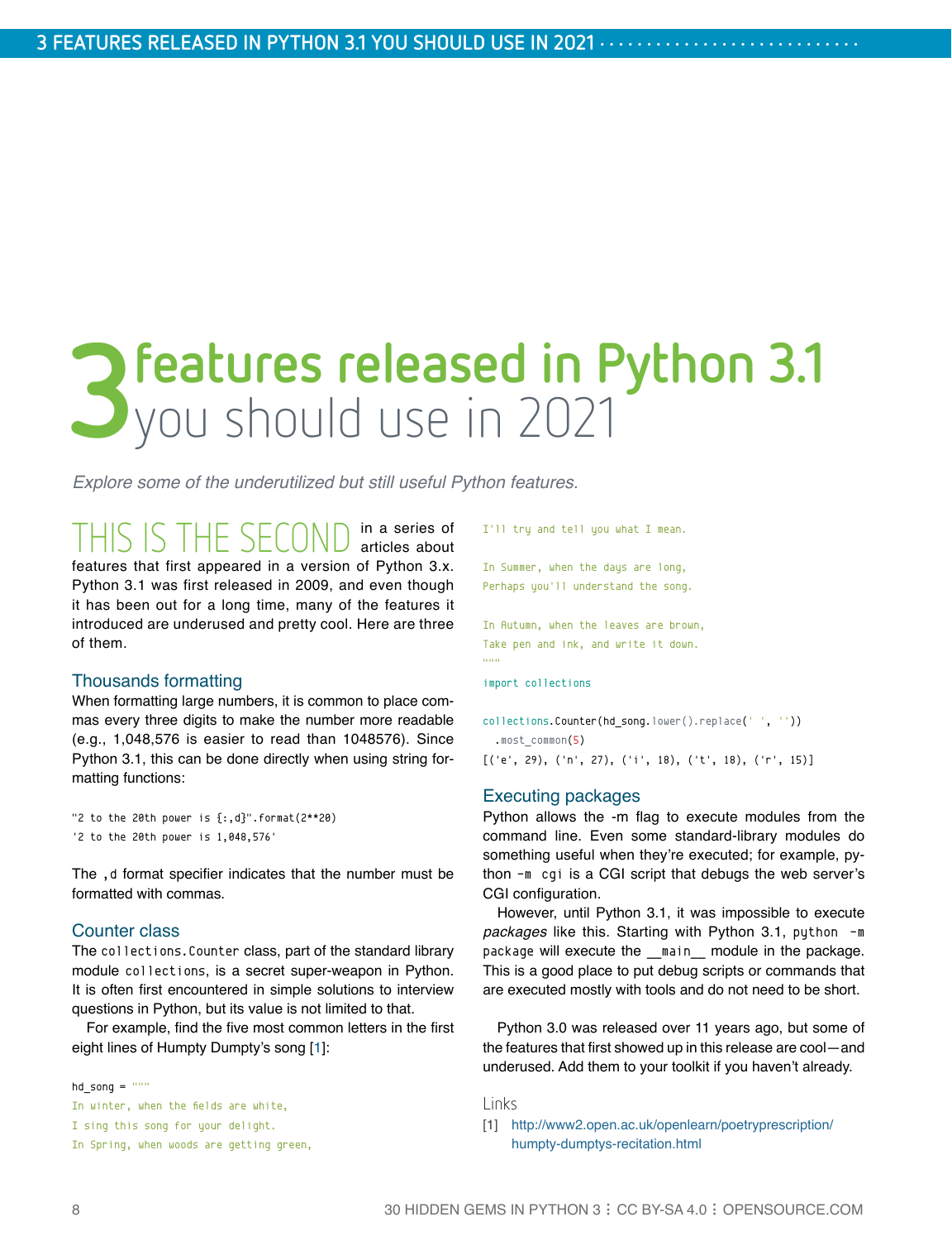# 3 features released in Python 3.1 you should use in 2021

*Explore some of the underutilized but still useful Python features.*

THIS IS THE SECOND in a series of articles about features that first appeared in a version of Python 3.x. Python 3.1 was first released in 2009, and even though it has been out for a long time, many of the features it introduced are underused and pretty cool. Here are three of them.

## Thousands formatting

When formatting large numbers, it is common to place commas every three digits to make the number more readable (e.g., 1,048,576 is easier to read than 1048576). Since Python 3.1, this can be done directly when using string formatting functions:

```
"2 to the 20th power is {:,d}".format(2**20)
'2 to the 20th power is 1,048,576'
```

The `,d` format specifier indicates that the number must be formatted with commas.

## Counter class

The `collections.Counter` class, part of the standard library module `collections`, is a secret super-weapon in Python. It is often first encountered in simple solutions to interview questions in Python, but its value is not limited to that.

For example, find the five most common letters in the first eight lines of Humpty Dumpty's song [1]:

```
hd_song = """
In winter, when the fields are white,
I sing this song for your delight.
In Spring, when woods are getting green,
I'll try and tell you what I mean.

In Summer, when the days are long,
Perhaps you'll understand the song.

In Autumn, when the leaves are brown,
Take pen and ink, and write it down.
"""
import collections

collections.Counter(hd_song.lower().replace(' ', ''))
  .most_common(5)
[('e', 29), ('n', 27), ('i', 18), ('t', 18), ('r', 15)]
```

## Executing packages

Python allows the -m flag to execute modules from the command line. Even some standard-library modules do something useful when they're executed; for example, `python -m cgi` is a CGI script that debugs the web server's CGI configuration.

However, until Python 3.1, it was impossible to execute *packages* like this. Starting with Python 3.1, `python -m package` will execute the __main__ module in the package. This is a good place to put debug scripts or commands that are executed mostly with tools and do not need to be short.

Python 3.0 was released over 11 years ago, but some of the features that first showed up in this release are cool—and underused. Add them to your toolkit if you haven't already.

### Links

[1] http://www2.open.ac.uk/openlearn/poetryprescription/humpty-dumptys-recitation.html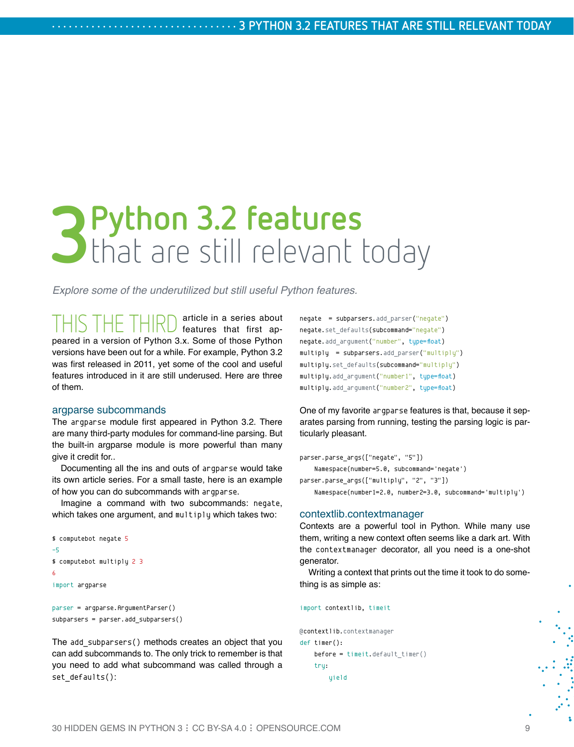# 3 Python 3.2 features that are still relevant today

*Explore some of the underutilized but still useful Python features.*

THIS THE THIRD article in a series about features that first appeared in a version of Python 3.x. Some of those Python versions have been out for a while. For example, Python 3.2 was first released in 2011, yet some of the cool and useful features introduced in it are still underused. Here are three of them.

## argparse subcommands

The `argparse` module first appeared in Python 3.2. There are many third-party modules for command-line parsing. But the built-in argparse module is more powerful than many give it credit for..

Documenting all the ins and outs of `argparse` would take its own article series. For a small taste, here is an example of how you can do subcommands with `argparse`.

Imagine a command with two subcommands: `negate`, which takes one argument, and `multiply` which takes two:

```
$ computebot negate 5
-5
$ computebot multiply 2 3
6
import argparse

parser = argparse.ArgumentParser()
subparsers = parser.add_subparsers()
```

The `add_subparsers()` methods creates an object that you can add subcommands to. The only trick to remember is that you need to add what subcommand was called through a `set_defaults()`:

```
negate  = subparsers.add_parser("negate")
negate.set_defaults(subcommand="negate")
negate.add_argument("number", type=float)
multiply  = subparsers.add_parser("multiply")
multiply.set_defaults(subcommand="multiply")
multiply.add_argument("number1", type=float)
multiply.add_argument("number2", type=float)
```

One of my favorite `argparse` features is that, because it separates parsing from running, testing the parsing logic is particularly pleasant.

```
parser.parse_args(["negate", "5"])
    Namespace(number=5.0, subcommand='negate')
parser.parse_args(["multiply", "2", "3"])
    Namespace(number1=2.0, number2=3.0, subcommand='multiply')
```

## contextlib.contextmanager

Contexts are a powerful tool in Python. While many use them, writing a new context often seems like a dark art. With the `contextmanager` decorator, all you need is a one-shot generator.

Writing a context that prints out the time it took to do something is as simple as:

```
import contextlib, timeit

@contextlib.contextmanager
def timer():
    before = timeit.default_timer()
    try:
        yield
```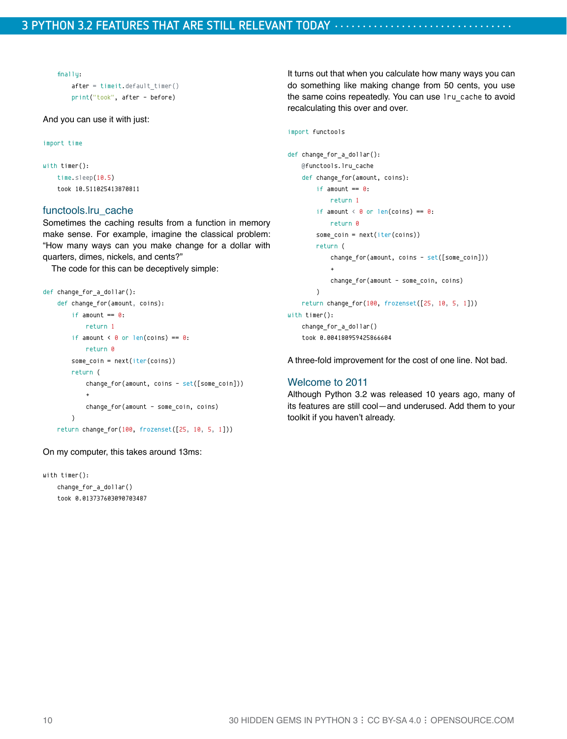```
    finally:
        after = timeit.default_timer()
        print("took", after - before)
```

And you can use it with just:

```
import time

with timer():
    time.sleep(10.5)
    took 10.511025413870811
```

## functools.lru_cache

Sometimes the caching results from a function in memory make sense. For example, imagine the classical problem: "How many ways can you make change for a dollar with quarters, dimes, nickels, and cents?"

The code for this can be deceptively simple:

```
def change_for_a_dollar():
    def change_for(amount, coins):
        if amount == 0:
            return 1
        if amount < 0 or len(coins) == 0:
            return 0
        some_coin = next(iter(coins))
        return (
            change_for(amount, coins - set([some_coin]))
            +
            change_for(amount - some_coin, coins)
        )
    return change_for(100, frozenset([25, 10, 5, 1]))
```

On my computer, this takes around 13ms:

```
with timer():
    change_for_a_dollar()
    took 0.013737603090703487
```

It turns out that when you calculate how many ways you can do something like making change from 50 cents, you use the same coins repeatedly. You can use `lru_cache` to avoid recalculating this over and over.

```
import functools

def change_for_a_dollar():
    @functools.lru_cache
    def change_for(amount, coins):
        if amount == 0:
            return 1
        if amount < 0 or len(coins) == 0:
            return 0
        some_coin = next(iter(coins))
        return (
            change_for(amount, coins - set([some_coin]))
            +
            change_for(amount - some_coin, coins)
        )
    return change_for(100, frozenset([25, 10, 5, 1]))
with timer():
    change_for_a_dollar()
    took 0.004180959425866604
```

A three-fold improvement for the cost of one line. Not bad.

## Welcome to 2011

Although Python 3.2 was released 10 years ago, many of its features are still cool—and underused. Add them to your toolkit if you haven't already.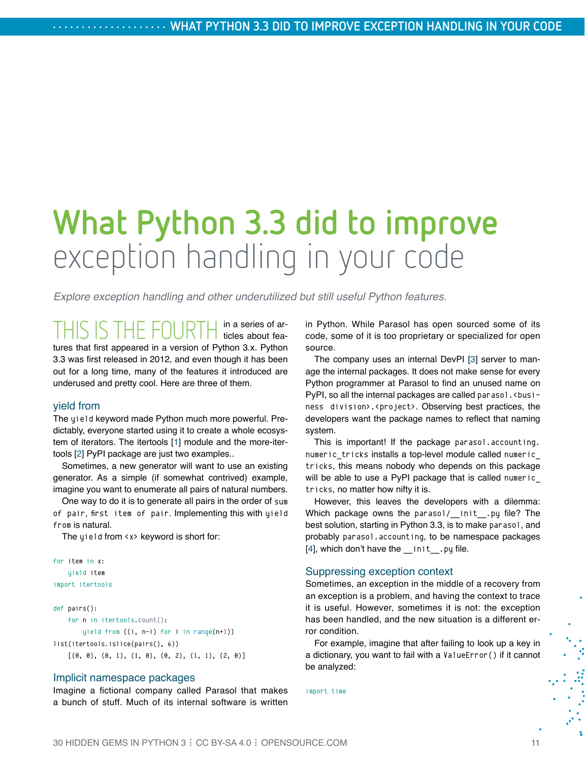# What Python 3.3 did to improve exception handling in your code

*Explore exception handling and other underutilized but still useful Python features.*

THIS IS THE FOURTH in a series of articles about features that first appeared in a version of Python 3.x. Python 3.3 was first released in 2012, and even though it has been out for a long time, many of the features it introduced are underused and pretty cool. Here are three of them.

## yield from

The `yield` keyword made Python much more powerful. Predictably, everyone started using it to create a whole ecosystem of iterators. The itertools [1] module and the more-itertools [2] PyPI package are just two examples..

Sometimes, a new generator will want to use an existing generator. As a simple (if somewhat contrived) example, imagine you want to enumerate all pairs of natural numbers.

One way to do it is to generate all pairs in the order of `sum of pair, first item of pair`. Implementing this with `yield from` is natural.

The `yield` from `<x>` keyword is short for:

```
for item in x:
    yield item
import itertools

def pairs():
    for n in itertools.count():
        yield from ((i, n-i) for i in range(n+1))
list(itertools.islice(pairs(), 6))
    [(0, 0), (0, 1), (1, 0), (0, 2), (1, 1), (2, 0)]
```

## Implicit namespace packages

Imagine a fictional company called Parasol that makes a bunch of stuff. Much of its internal software is written in Python. While Parasol has open sourced some of its code, some of it is too proprietary or specialized for open source.

The company uses an internal DevPI [3] server to manage the internal packages. It does not make sense for every Python programmer at Parasol to find an unused name on PyPI, so all the internal packages are called `parasol.<business division>.<project>`. Observing best practices, the developers want the package names to reflect that naming system.

This is important! If the package `parasol.accounting.numeric_tricks` installs a top-level module called `numeric_tricks`, this means nobody who depends on this package will be able to use a PyPI package that is called `numeric_tricks`, no matter how nifty it is.

However, this leaves the developers with a dilemma: Which package owns the `parasol/__init__.py` file? The best solution, starting in Python 3.3, is to make `parasol`, and probably `parasol.accounting`, to be namespace packages [4], which don't have the `__init__.py` file.

## Suppressing exception context

Sometimes, an exception in the middle of a recovery from an exception is a problem, and having the context to trace it is useful. However, sometimes it is not: the exception has been handled, and the new situation is a different error condition.

For example, imagine that after failing to look up a key in a dictionary, you want to fail with a `ValueError()` if it cannot be analyzed:

```
import time
```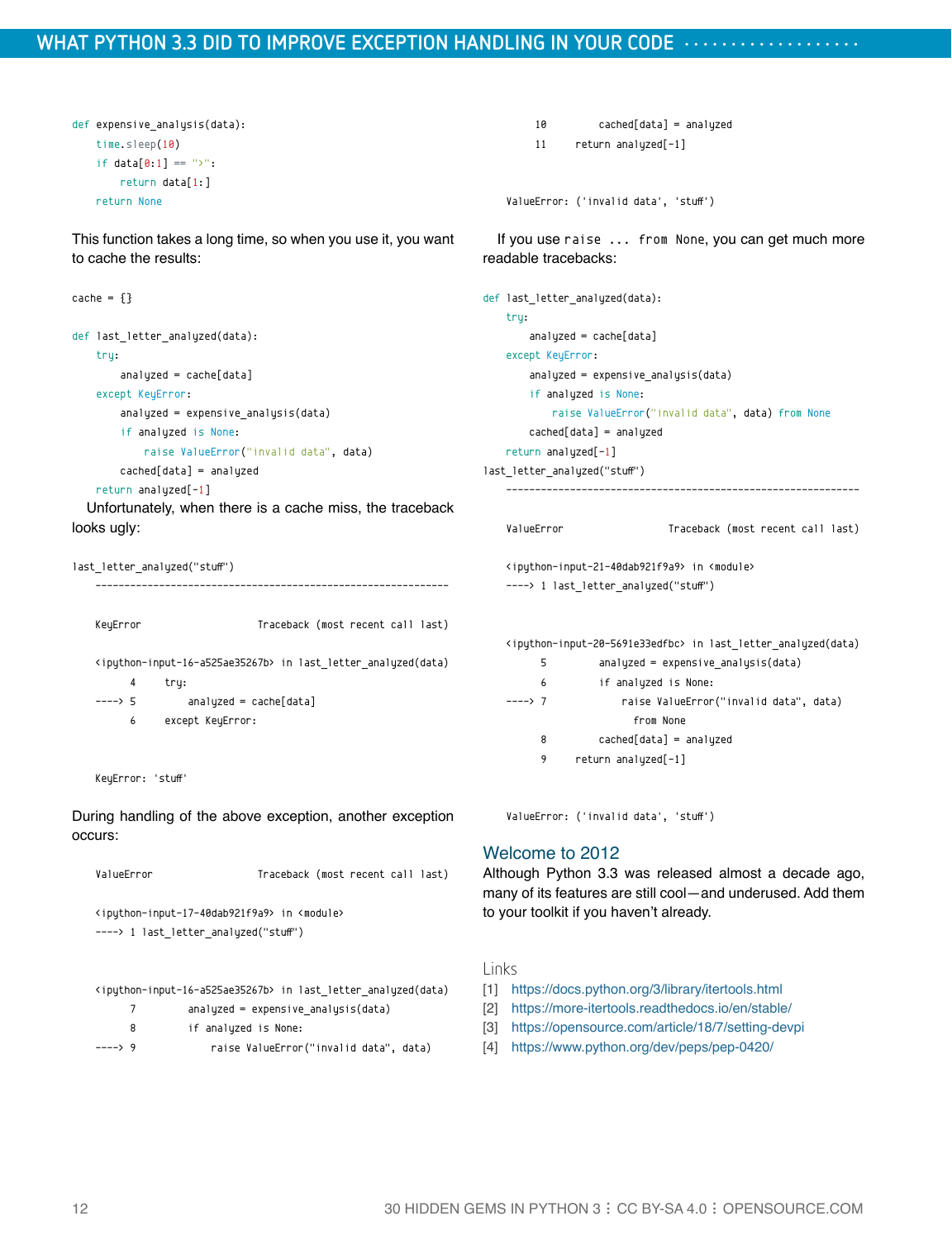```python
def expensive_analysis(data):
    time.sleep(10)
    if data[0:1] == ">":
        return data[1:]
    return None
```

This function takes a long time, so when you use it, you want to cache the results:

```python
cache = {}

def last_letter_analyzed(data):
    try:
        analyzed = cache[data]
    except KeyError:
        analyzed = expensive_analysis(data)
        if analyzed is None:
            raise ValueError("invalid data", data)
        cached[data] = analyzed
    return analyzed[-1]
```

Unfortunately, when there is a cache miss, the traceback looks ugly:

```
last_letter_analyzed("stuff")
    ---------------------------------------------------------------

    KeyError                  Traceback (most recent call last)

    <ipython-input-16-a525ae35267b> in last_letter_analyzed(data)
          4     try:
    ----> 5         analyzed = cache[data]
          6     except KeyError:


    KeyError: 'stuff'
```

During handling of the above exception, another exception occurs:

```
    ValueError                Traceback (most recent call last)

    <ipython-input-17-40dab921f9a9> in <module>
    ----> 1 last_letter_analyzed("stuff")


    <ipython-input-16-a525ae35267b> in last_letter_analyzed(data)
          7         analyzed = expensive_analysis(data)
          8         if analyzed is None:
    ----> 9             raise ValueError("invalid data", data)
         10         cached[data] = analyzed
         11     return analyzed[-1]


    ValueError: ('invalid data', 'stuff')
```

If you use `raise ... from None`, you can get much more readable tracebacks:

```python
def last_letter_analyzed(data):
    try:
        analyzed = cache[data]
    except KeyError:
        analyzed = expensive_analysis(data)
        if analyzed is None:
            raise ValueError("invalid data", data) from None
        cached[data] = analyzed
    return analyzed[-1]
last_letter_analyzed("stuff")
```

```
    ---------------------------------------------------------------

    ValueError                Traceback (most recent call last)

    <ipython-input-21-40dab921f9a9> in <module>
    ----> 1 last_letter_analyzed("stuff")


    <ipython-input-20-5691e33edfbc> in last_letter_analyzed(data)
          5         analyzed = expensive_analysis(data)
          6         if analyzed is None:
    ----> 7             raise ValueError("invalid data", data)
                          from None
          8         cached[data] = analyzed
          9     return analyzed[-1]


    ValueError: ('invalid data', 'stuff')
```

## Welcome to 2012

Although Python 3.3 was released almost a decade ago, many of its features are still cool—and underused. Add them to your toolkit if you haven't already.

### Links

[1] https://docs.python.org/3/library/itertools.html
[2] https://more-itertools.readthedocs.io/en/stable/
[3] https://opensource.com/article/18/7/setting-devpi
[4] https://www.python.org/dev/peps/pep-0420/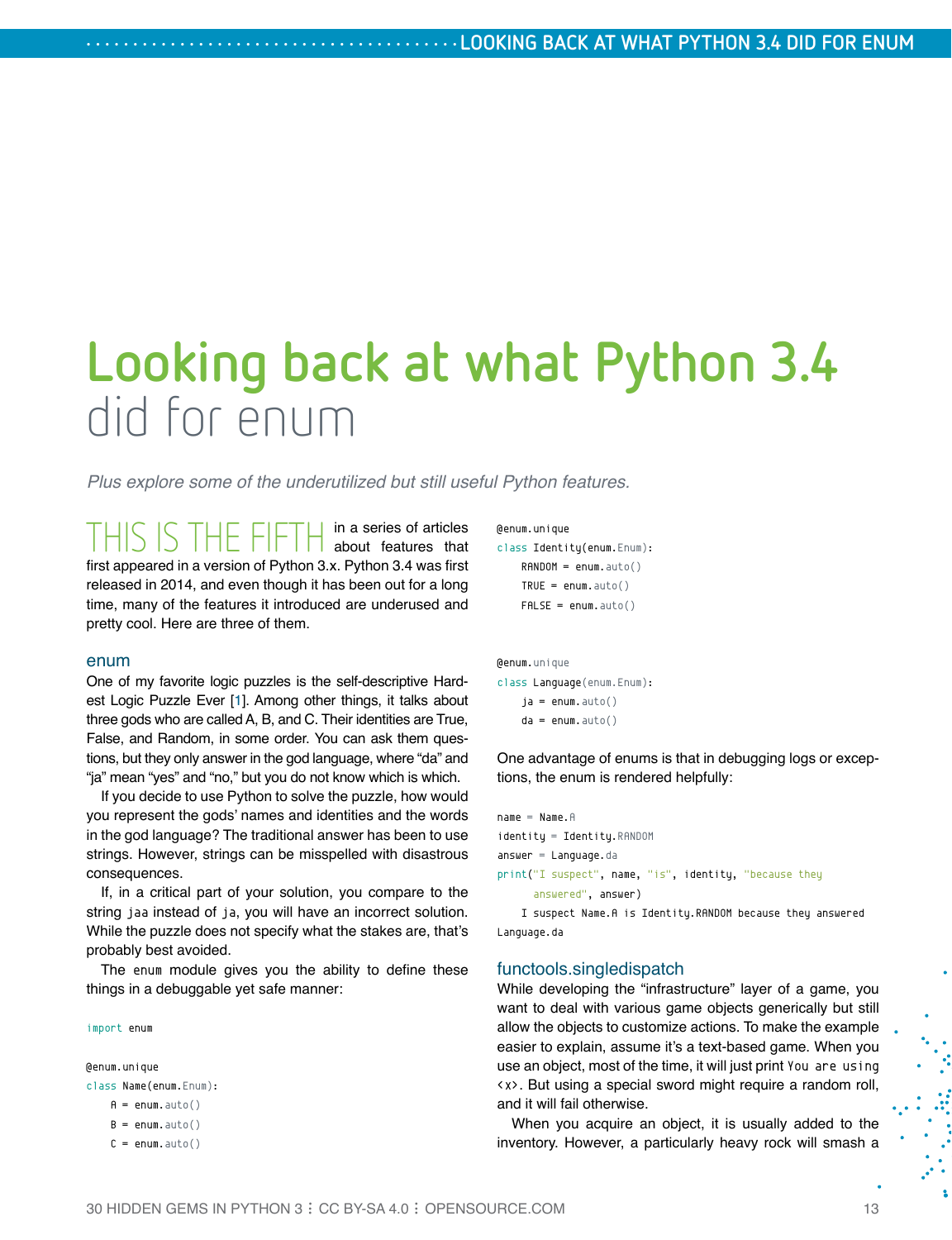# Looking back at what Python 3.4 did for enum

*Plus explore some of the underutilized but still useful Python features.*

THIS IS THE FIFTH in a series of articles about features that first appeared in a version of Python 3.x. Python 3.4 was first released in 2014, and even though it has been out for a long time, many of the features it introduced are underused and pretty cool. Here are three of them.

### enum

One of my favorite logic puzzles is the self-descriptive Hardest Logic Puzzle Ever [1]. Among other things, it talks about three gods who are called A, B, and C. Their identities are True, False, and Random, in some order. You can ask them questions, but they only answer in the god language, where "da" and "ja" mean "yes" and "no," but you do not know which is which.

If you decide to use Python to solve the puzzle, how would you represent the gods' names and identities and the words in the god language? The traditional answer has been to use strings. However, strings can be misspelled with disastrous consequences.

If, in a critical part of your solution, you compare to the string `jaa` instead of `ja`, you will have an incorrect solution. While the puzzle does not specify what the stakes are, that's probably best avoided.

The `enum` module gives you the ability to define these things in a debuggable yet safe manner:

```
import enum

@enum.unique
class Name(enum.Enum):
    A = enum.auto()
    B = enum.auto()
    C = enum.auto()

@enum.unique
class Identity(enum.Enum):
    RANDOM = enum.auto()
    TRUE = enum.auto()
    FALSE = enum.auto()


@enum.unique
class Language(enum.Enum):
    ja = enum.auto()
    da = enum.auto()
```

One advantage of enums is that in debugging logs or exceptions, the enum is rendered helpfully:

```
name = Name.A
identity = Identity.RANDOM
answer = Language.da
print("I suspect", name, "is", identity, "because they
    answered", answer)
    I suspect Name.A is Identity.RANDOM because they answered
Language.da
```

### functools.singledispatch

While developing the "infrastructure" layer of a game, you want to deal with various game objects generically but still allow the objects to customize actions. To make the example easier to explain, assume it's a text-based game. When you use an object, most of the time, it will just print `You are using <x>`. But using a special sword might require a random roll, and it will fail otherwise.

When you acquire an object, it is usually added to the inventory. However, a particularly heavy rock will smash a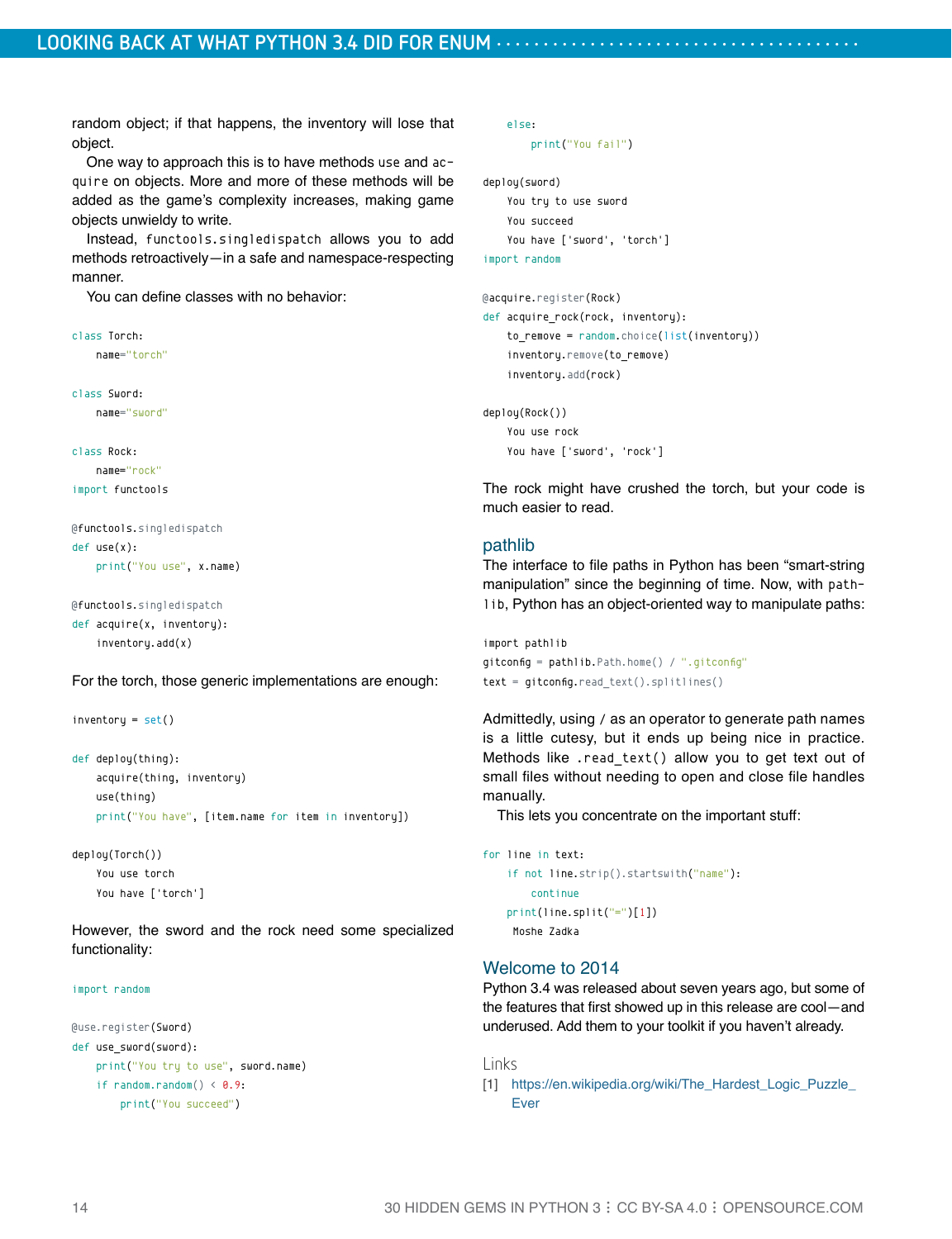random object; if that happens, the inventory will lose that object.

One way to approach this is to have methods `use` and `acquire` on objects. More and more of these methods will be added as the game's complexity increases, making game objects unwieldy to write.

Instead, `functools.singledispatch` allows you to add methods retroactively—in a safe and namespace-respecting manner.

You can define classes with no behavior:

```
class Torch:
    name="torch"

class Sword:
    name="sword"

class Rock:
    name="rock"
import functools

@functools.singledispatch
def use(x):
    print("You use", x.name)

@functools.singledispatch
def acquire(x, inventory):
    inventory.add(x)
```

For the torch, those generic implementations are enough:

```
inventory = set()

def deploy(thing):
    acquire(thing, inventory)
    use(thing)
    print("You have", [item.name for item in inventory])

deploy(Torch())
    You use torch
    You have ['torch']
```

However, the sword and the rock need some specialized functionality:

```
import random

@use.register(Sword)
def use_sword(sword):
    print("You try to use", sword.name)
    if random.random() < 0.9:
        print("You succeed")
    else:
        print("You fail")

deploy(sword)
    You try to use sword
    You succeed
    You have ['sword', 'torch']
import random

@acquire.register(Rock)
def acquire_rock(rock, inventory):
    to_remove = random.choice(list(inventory))
    inventory.remove(to_remove)
    inventory.add(rock)

deploy(Rock())
    You use rock
    You have ['sword', 'rock']
```

The rock might have crushed the torch, but your code is much easier to read.

## pathlib

The interface to file paths in Python has been "smart-string manipulation" since the beginning of time. Now, with `pathlib`, Python has an object-oriented way to manipulate paths:

```
import pathlib
gitconfig = pathlib.Path.home() / ".gitconfig"
text = gitconfig.read_text().splitlines()
```

Admittedly, using / as an operator to generate path names is a little cutesy, but it ends up being nice in practice. Methods like `.read_text()` allow you to get text out of small files without needing to open and close file handles manually.

This lets you concentrate on the important stuff:

```
for line in text:
    if not line.strip().startswith("name"):
        continue
    print(line.split("=")[1])
     Moshe Zadka
```

## Welcome to 2014

Python 3.4 was released about seven years ago, but some of the features that first showed up in this release are cool—and underused. Add them to your toolkit if you haven't already.

### Links

[1] https://en.wikipedia.org/wiki/The_Hardest_Logic_Puzzle_Ever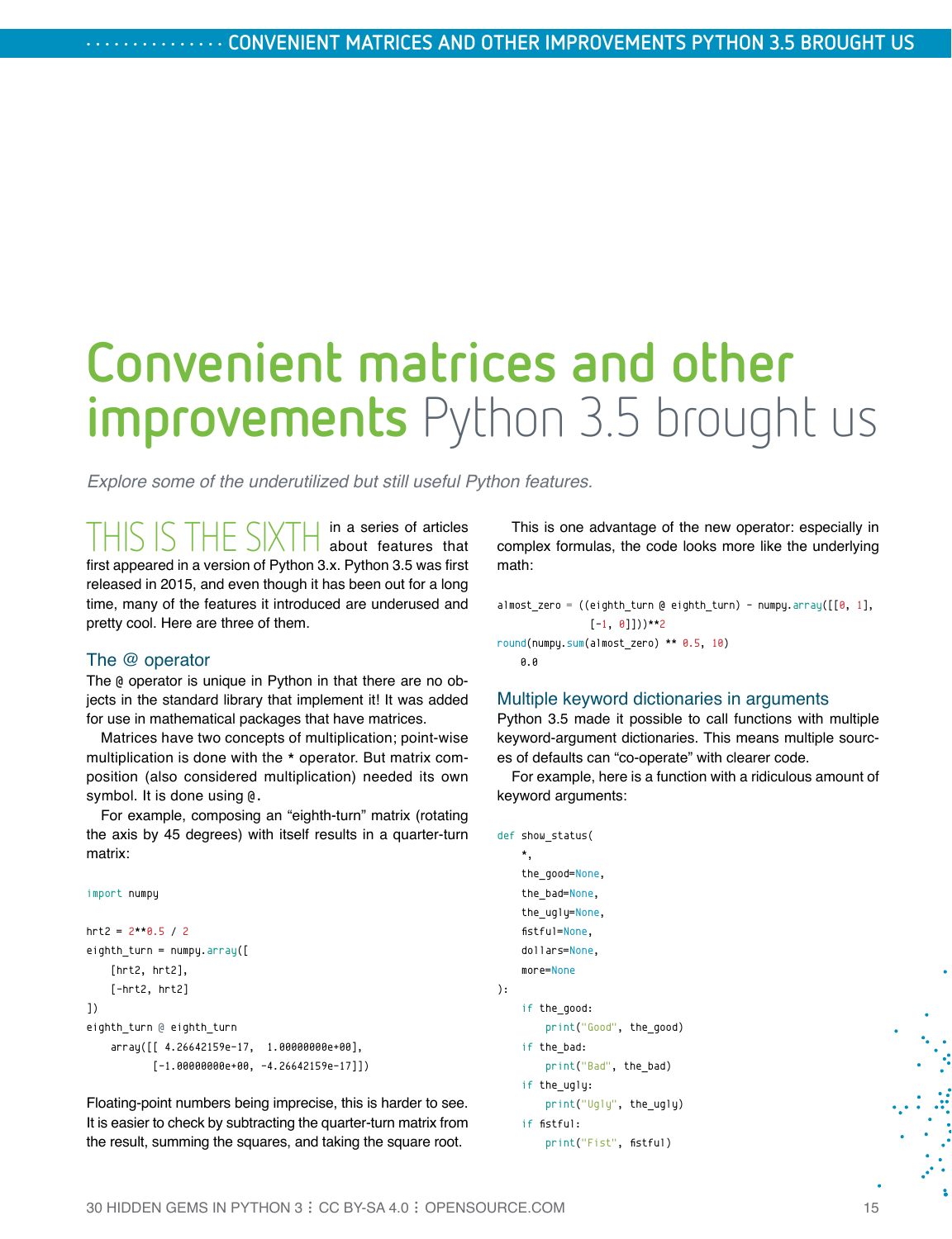# Convenient matrices and other improvements Python 3.5 brought us

*Explore some of the underutilized but still useful Python features.*

THIS IS THE SIXTH in a series of articles about features that first appeared in a version of Python 3.x. Python 3.5 was first released in 2015, and even though it has been out for a long time, many of the features it introduced are underused and pretty cool. Here are three of them.

### The @ operator

The `@` operator is unique in Python in that there are no objects in the standard library that implement it! It was added for use in mathematical packages that have matrices.

Matrices have two concepts of multiplication; point-wise multiplication is done with the `*` operator. But matrix composition (also considered multiplication) needed its own symbol. It is done using `@`.

For example, composing an "eighth-turn" matrix (rotating the axis by 45 degrees) with itself results in a quarter-turn matrix:

```
import numpy

hrt2 = 2**0.5 / 2
eighth_turn = numpy.array([
    [hrt2, hrt2],
    [-hrt2, hrt2]
])
eighth_turn @ eighth_turn
    array([[ 4.26642159e-17,  1.00000000e+00],
           [-1.00000000e+00, -4.26642159e-17]])
```

Floating-point numbers being imprecise, this is harder to see. It is easier to check by subtracting the quarter-turn matrix from the result, summing the squares, and taking the square root.

This is one advantage of the new operator: especially in complex formulas, the code looks more like the underlying math:

```
almost_zero = ((eighth_turn @ eighth_turn) - numpy.array([[0, 1],
              [-1, 0]]))**2
round(numpy.sum(almost_zero) ** 0.5, 10)
    0.0
```

### Multiple keyword dictionaries in arguments

Python 3.5 made it possible to call functions with multiple keyword-argument dictionaries. This means multiple sources of defaults can "co-operate" with clearer code.

For example, here is a function with a ridiculous amount of keyword arguments:

```
def show_status(
    *,
    the_good=None,
    the_bad=None,
    the_ugly=None,
    fistful=None,
    dollars=None,
    more=None
):
    if the_good:
        print("Good", the_good)
    if the_bad:
        print("Bad", the_bad)
    if the_ugly:
        print("Ugly", the_ugly)
    if fistful:
        print("Fist", fistful)
```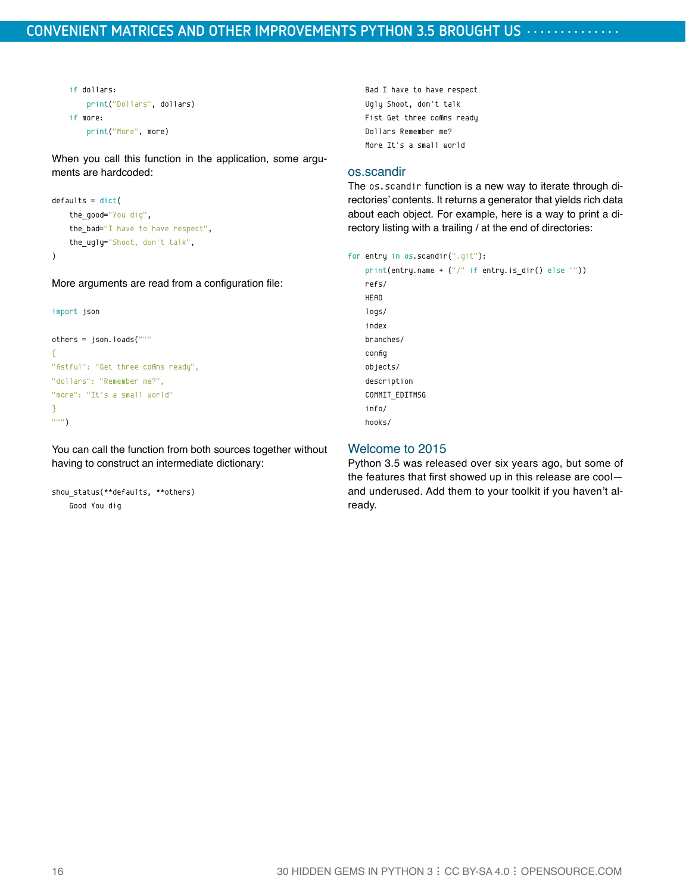```
    if dollars:
        print("Dollars", dollars)
    if more:
        print("More", more)
```

When you call this function in the application, some arguments are hardcoded:

```
defaults = dict(
    the_good="You dig",
    the_bad="I have to have respect",
    the_ugly="Shoot, don't talk",
)
```

More arguments are read from a configuration file:

```
import json

others = json.loads("""
{
"fistful": "Get three coffins ready",
"dollars": "Remember me?",
"more": "It's a small world"
}
""")
```

You can call the function from both sources together without having to construct an intermediate dictionary:

```
show_status(**defaults, **others)
    Good You dig
    Bad I have to have respect
    Ugly Shoot, don't talk
    Fist Get three coffins ready
    Dollars Remember me?
    More It's a small world
```

## os.scandir

The `os.scandir` function is a new way to iterate through directories' contents. It returns a generator that yields rich data about each object. For example, here is a way to print a directory listing with a trailing / at the end of directories:

```
for entry in os.scandir(".git"):
    print(entry.name + ("/" if entry.is_dir() else ""))
    refs/
    HEAD
    logs/
    index
    branches/
    config
    objects/
    description
    COMMIT_EDITMSG
    info/
    hooks/
```

## Welcome to 2015

Python 3.5 was released over six years ago, but some of the features that first showed up in this release are cool—and underused. Add them to your toolkit if you haven't already.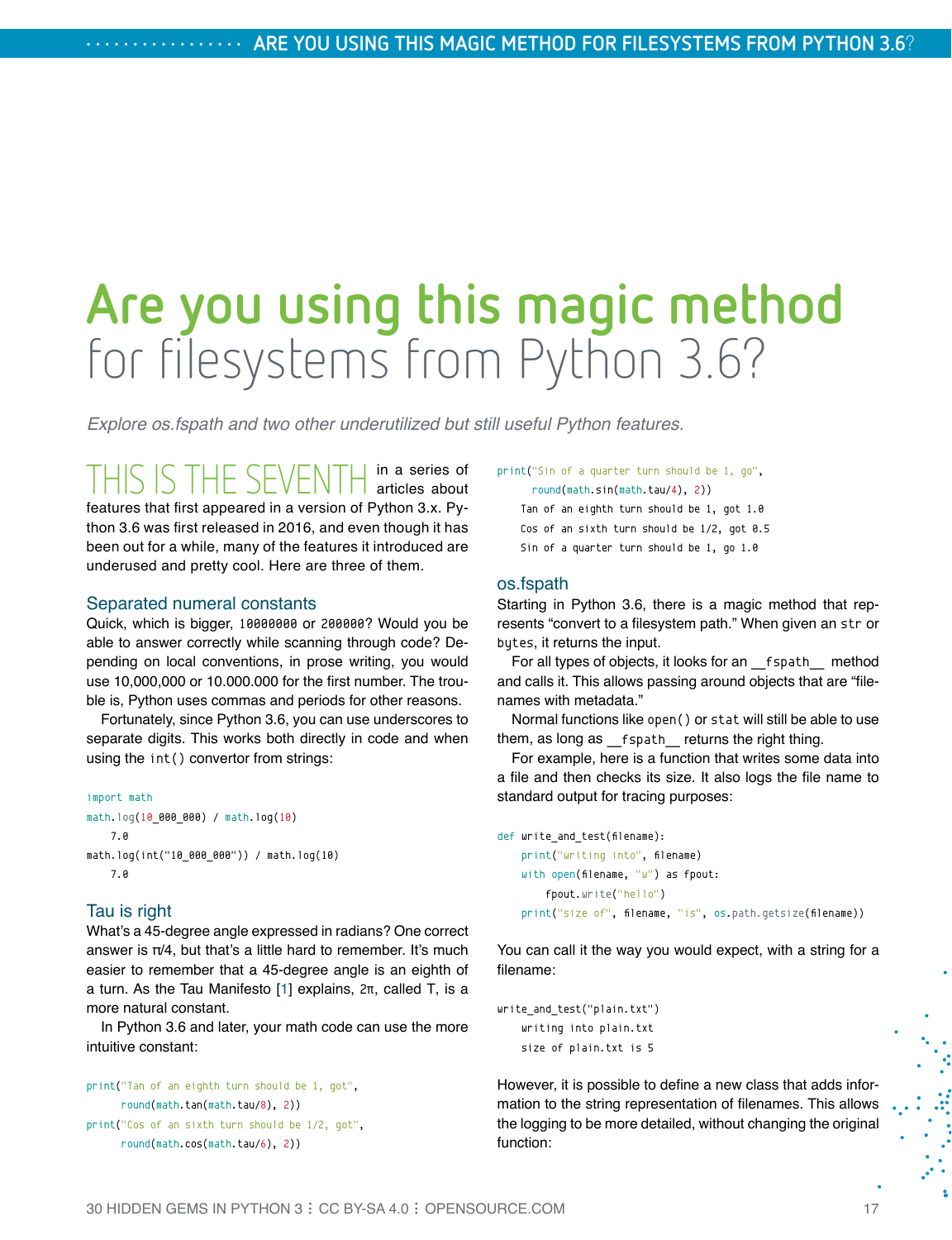# Are you using this magic method for filesystems from Python 3.6?

*Explore os.fspath and two other underutilized but still useful Python features.*

THIS IS THE SEVENTH in a series of articles about features that first appeared in a version of Python 3.x. Python 3.6 was first released in 2016, and even though it has been out for a while, many of the features it introduced are underused and pretty cool. Here are three of them.

## Separated numeral constants

Quick, which is bigger, `10000000` or `200000`? Would you be able to answer correctly while scanning through code? Depending on local conventions, in prose writing, you would use 10,000,000 or 10.000.000 for the first number. The trouble is, Python uses commas and periods for other reasons.

Fortunately, since Python 3.6, you can use underscores to separate digits. This works both directly in code and when using the `int()` convertor from strings:

```
import math
math.log(10_000_000) / math.log(10)
    7.0
math.log(int("10_000_000")) / math.log(10)
    7.0
```

## Tau is right

What's a 45-degree angle expressed in radians? One correct answer is π/4, but that's a little hard to remember. It's much easier to remember that a 45-degree angle is an eighth of a turn. As the Tau Manifesto [1] explains, 2π, called Τ, is a more natural constant.

In Python 3.6 and later, your math code can use the more intuitive constant:

```
print("Tan of an eighth turn should be 1, got",
      round(math.tan(math.tau/8), 2))
print("Cos of an sixth turn should be 1/2, got",
      round(math.cos(math.tau/6), 2))
print("Sin of a quarter turn should be 1, go",
      round(math.sin(math.tau/4), 2))
    Tan of an eighth turn should be 1, got 1.0
    Cos of an sixth turn should be 1/2, got 0.5
    Sin of a quarter turn should be 1, go 1.0
```

## os.fspath

Starting in Python 3.6, there is a magic method that represents "convert to a filesystem path." When given an `str` or `bytes`, it returns the input.

For all types of objects, it looks for an `__fspath__` method and calls it. This allows passing around objects that are "filenames with metadata."

Normal functions like `open()` or `stat` will still be able to use them, as long as `__fspath__` returns the right thing.

For example, here is a function that writes some data into a file and then checks its size. It also logs the file name to standard output for tracing purposes:

```
def write_and_test(filename):
    print("writing into", filename)
    with open(filename, "w") as fpout:
        fpout.write("hello")
    print("size of", filename, "is", os.path.getsize(filename))
```

You can call it the way you would expect, with a string for a filename:

```
write_and_test("plain.txt")
    writing into plain.txt
    size of plain.txt is 5
```

However, it is possible to define a new class that adds information to the string representation of filenames. This allows the logging to be more detailed, without changing the original function: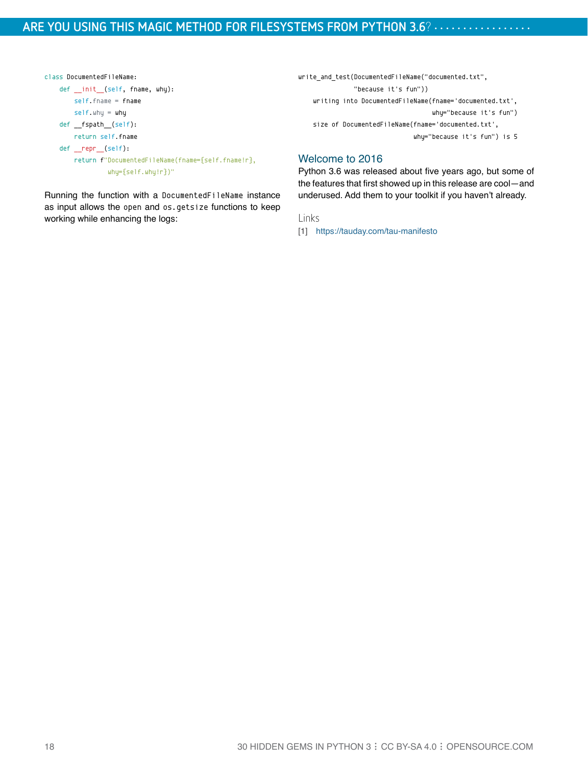```python
class DocumentedFileName:
    def __init__(self, fname, why):
        self.fname = fname
        self.why = why
    def __fspath__(self):
        return self.fname
    def __repr__(self):
        return f"DocumentedFileName(fname={self.fname!r},
                why={self.why!r})"
```

Running the function with a `DocumentedFileName` instance as input allows the `open` and `os.getsize` functions to keep working while enhancing the logs:

```
write_and_test(DocumentedFileName("documented.txt",
               "because it's fun"))
    writing into DocumentedFileName(fname='documented.txt',
                                   why="because it's fun")
    size of DocumentedFileName(fname='documented.txt',
                              why="because it's fun") is 5
```

## Welcome to 2016

Python 3.6 was released about five years ago, but some of the features that first showed up in this release are cool—and underused. Add them to your toolkit if you haven't already.

### Links

[1] https://tauday.com/tau-manifesto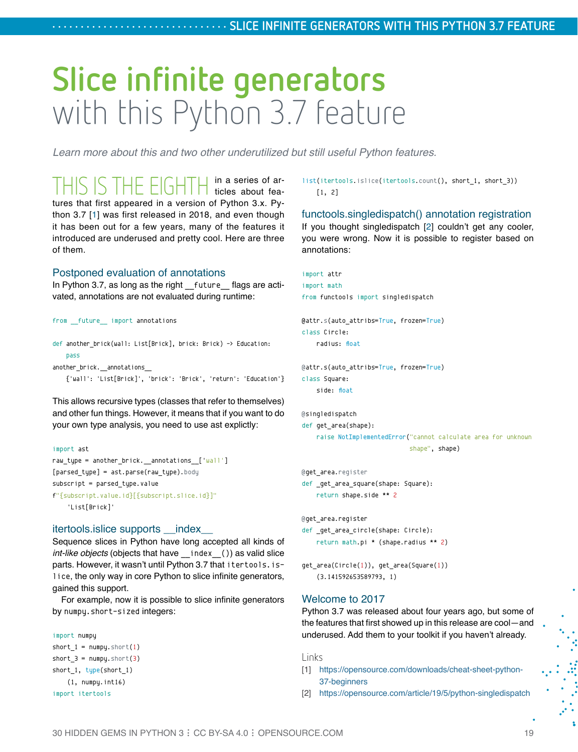# Slice infinite generators with this Python 3.7 feature

*Learn more about this and two other underutilized but still useful Python features.*

THIS IS THE EIGHTH in a series of articles about features that first appeared in a version of Python 3.x. Python 3.7 [1] was first released in 2018, and even though it has been out for a few years, many of the features it introduced are underused and pretty cool. Here are three of them.

## Postponed evaluation of annotations

In Python 3.7, as long as the right `__future__` flags are activated, annotations are not evaluated during runtime:

```
from __future__ import annotations

def another_brick(wall: List[Brick], brick: Brick) -> Education:
    pass
another_brick.__annotations__
    {'wall': 'List[Brick]', 'brick': 'Brick', 'return': 'Education'}
```

This allows recursive types (classes that refer to themselves) and other fun things. However, it means that if you want to do your own type analysis, you need to use ast explictly:

```
import ast
raw_type = another_brick.__annotations__['wall']
[parsed_type] = ast.parse(raw_type).body
subscript = parsed_type.value
f"{subscript.value.id}[{subscript.slice.id}]"
    'List[Brick]'
```

## itertools.islice supports __index__

Sequence slices in Python have long accepted all kinds of *int-like objects* (objects that have `__index__()`) as valid slice parts. However, it wasn't until Python 3.7 that `itertools.islice`, the only way in core Python to slice infinite generators, gained this support.

For example, now it is possible to slice infinite generators by `numpy.short-sized` integers:

```
import numpy
short_1 = numpy.short(1)
short_3 = numpy.short(3)
short_1, type(short_1)
    (1, numpy.int16)
import itertools
list(itertools.islice(itertools.count(), short_1, short_3))
    [1, 2]
```

## functools.singledispatch() annotation registration

If you thought singledispatch [2] couldn't get any cooler, you were wrong. Now it is possible to register based on annotations:

```
import attr
import math
from functools import singledispatch

@attr.s(auto_attribs=True, frozen=True)
class Circle:
    radius: float

@attr.s(auto_attribs=True, frozen=True)
class Square:
    side: float

@singledispatch
def get_area(shape):
    raise NotImplementedError("cannot calculate area for unknown
                               shape", shape)

@get_area.register
def _get_area_square(shape: Square):
    return shape.side ** 2

@get_area.register
def _get_area_circle(shape: Circle):
    return math.pi * (shape.radius ** 2)

get_area(Circle(1)), get_area(Square(1))
    (3.141592653589793, 1)
```

## Welcome to 2017

Python 3.7 was released about four years ago, but some of the features that first showed up in this release are cool—and underused. Add them to your toolkit if you haven't already.

### Links

[1] https://opensource.com/downloads/cheat-sheet-python-37-beginners
[2] https://opensource.com/article/19/5/python-singledispatch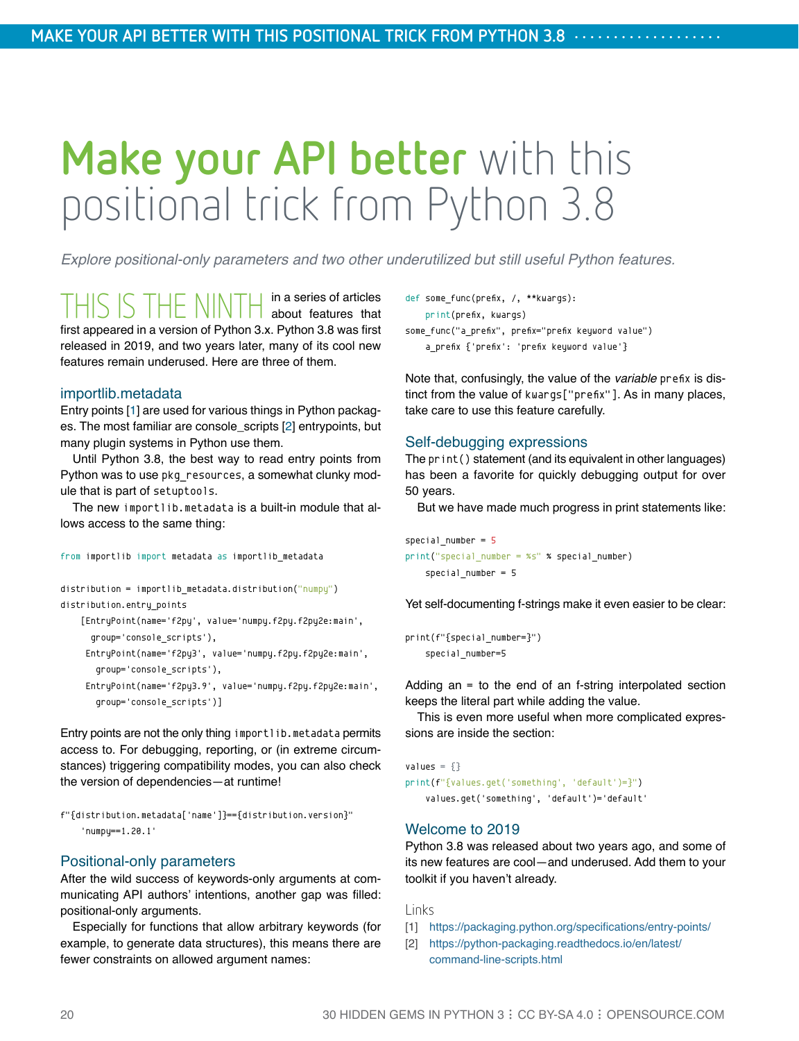# Make your API better with this positional trick from Python 3.8

*Explore positional-only parameters and two other underutilized but still useful Python features.*

THIS IS THE NINTH in a series of articles about features that first appeared in a version of Python 3.x. Python 3.8 was first released in 2019, and two years later, many of its cool new features remain underused. Here are three of them.

### importlib.metadata

Entry points [1] are used for various things in Python packages. The most familiar are console_scripts [2] entrypoints, but many plugin systems in Python use them.

Until Python 3.8, the best way to read entry points from Python was to use `pkg_resources`, a somewhat clunky module that is part of `setuptools`.

The new `importlib.metadata` is a built-in module that allows access to the same thing:

```
from importlib import metadata as importlib_metadata

distribution = importlib_metadata.distribution("numpy")
distribution.entry_points
    [EntryPoint(name='f2py', value='numpy.f2py.f2py2e:main',
      group='console_scripts'),
     EntryPoint(name='f2py3', value='numpy.f2py.f2py2e:main',
       group='console_scripts'),
     EntryPoint(name='f2py3.9', value='numpy.f2py.f2py2e:main',
       group='console_scripts')]
```

Entry points are not the only thing `importlib.metadata` permits access to. For debugging, reporting, or (in extreme circumstances) triggering compatibility modes, you can also check the version of dependencies—at runtime!

```
f"{distribution.metadata['name']}=={distribution.version}"
    'numpy==1.20.1'
```

### Positional-only parameters

After the wild success of keywords-only arguments at communicating API authors' intentions, another gap was filled: positional-only arguments.

Especially for functions that allow arbitrary keywords (for example, to generate data structures), this means there are fewer constraints on allowed argument names:

```
def some_func(prefix, /, **kwargs):
    print(prefix, kwargs)
some_func("a_prefix", prefix="prefix keyword value")
    a_prefix {'prefix': 'prefix keyword value'}
```

Note that, confusingly, the value of the *variable* `prefix` is distinct from the value of `kwargs["prefix"]`. As in many places, take care to use this feature carefully.

### Self-debugging expressions

The `print()` statement (and its equivalent in other languages) has been a favorite for quickly debugging output for over 50 years.

But we have made much progress in print statements like:

```
special_number = 5
print("special_number = %s" % special_number)
    special_number = 5
```

Yet self-documenting f-strings make it even easier to be clear:

```
print(f"{special_number=}")
    special_number=5
```

Adding an = to the end of an f-string interpolated section keeps the literal part while adding the value.

This is even more useful when more complicated expressions are inside the section:

```
values = {}
print(f"{values.get('something', 'default')=}")
    values.get('something', 'default')='default'
```

### Welcome to 2019

Python 3.8 was released about two years ago, and some of its new features are cool—and underused. Add them to your toolkit if you haven't already.

#### Links

[1] https://packaging.python.org/specifications/entry-points/

[2] https://python-packaging.readthedocs.io/en/latest/command-line-scripts.html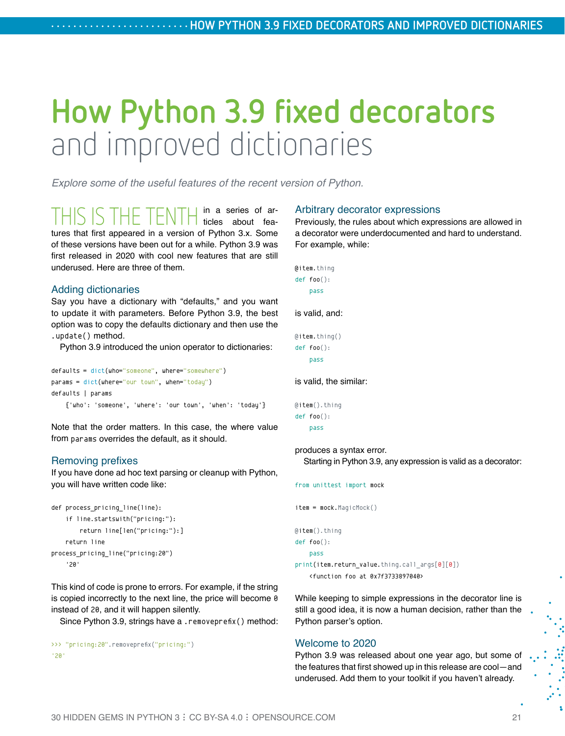# How Python 3.9 fixed decorators and improved dictionaries

*Explore some of the useful features of the recent version of Python.*

THIS IS THE TENTH in a series of articles about features that first appeared in a version of Python 3.x. Some of these versions have been out for a while. Python 3.9 was first released in 2020 with cool new features that are still underused. Here are three of them.

## Adding dictionaries

Say you have a dictionary with "defaults," and you want to update it with parameters. Before Python 3.9, the best option was to copy the defaults dictionary and then use the `.update()` method.

Python 3.9 introduced the union operator to dictionaries:

```
defaults = dict(who="someone", where="somewhere")
params = dict(where="our town", when="today")
defaults | params
    {'who': 'someone', 'where': 'our town', 'when': 'today'}
```

Note that the order matters. In this case, the where value from `params` overrides the default, as it should.

## Removing prefixes

If you have done ad hoc text parsing or cleanup with Python, you will have written code like:

```
def process_pricing_line(line):
    if line.startswith("pricing:"):
        return line[len("pricing:"):]
    return line
process_pricing_line("pricing:20")
    '20'
```

This kind of code is prone to errors. For example, if the string is copied incorrectly to the next line, the price will become `0` instead of `20`, and it will happen silently.

Since Python 3.9, strings have a `.removeprefix()` method:

```
>>> "pricing:20".removeprefix("pricing:")
'20'
```

## Arbitrary decorator expressions

Previously, the rules about which expressions are allowed in a decorator were underdocumented and hard to understand. For example, while:

```
@item.thing
def foo():
    pass
```

is valid, and:

```
@item.thing()
def foo():
    pass
```

is valid, the similar:

```
@item().thing
def foo():
    pass
```

produces a syntax error.

Starting in Python 3.9, any expression is valid as a decorator:

```
from unittest import mock

item = mock.MagicMock()

@item().thing
def foo():
    pass
print(item.return_value.thing.call_args[0][0])
    <function foo at 0x7f3733897040>
```

While keeping to simple expressions in the decorator line is still a good idea, it is now a human decision, rather than the Python parser's option.

## Welcome to 2020

Python 3.9 was released about one year ago, but some of the features that first showed up in this release are cool—and underused. Add them to your toolkit if you haven't already.